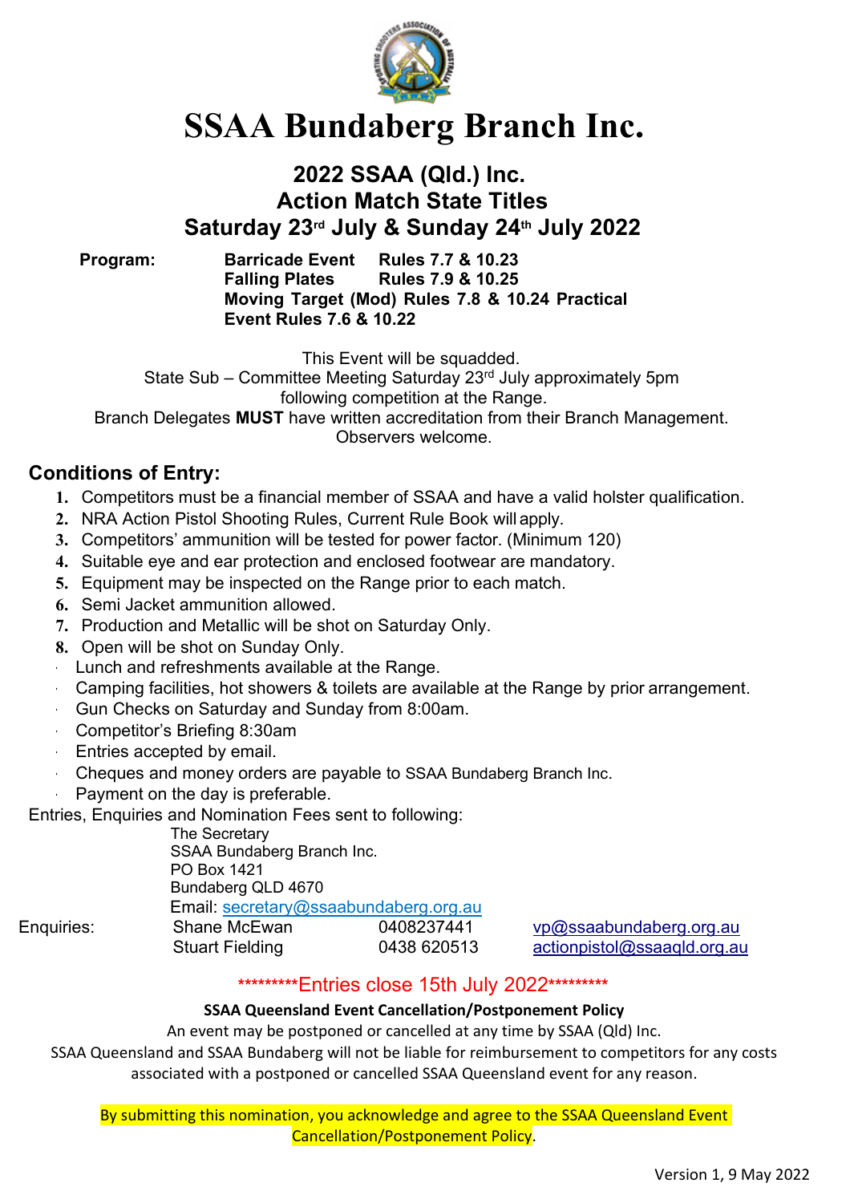# SSAA Bundaberg Branch Inc.

## 2022 SSAA (Qld.) Inc.
## Action Match State Titles
## Saturday 23rd July & Sunday 24th July 2022

**Program:**

**Barricade Event Rules 7.7 & 10.23**
**Falling Plates Rules 7.9 & 10.25**
**Moving Target (Mod) Rules 7.8 & 10.24 Practical Event Rules 7.6 & 10.22**

This Event will be squadded.
State Sub – Committee Meeting Saturday 23rd July approximately 5pm following competition at the Range.
Branch Delegates **MUST** have written accreditation from their Branch Management.
Observers welcome.

## Conditions of Entry:

1. Competitors must be a financial member of SSAA and have a valid holster qualification.
2. NRA Action Pistol Shooting Rules, Current Rule Book will apply.
3. Competitors' ammunition will be tested for power factor. (Minimum 120)
4. Suitable eye and ear protection and enclosed footwear are mandatory.
5. Equipment may be inspected on the Range prior to each match.
6. Semi Jacket ammunition allowed.
7. Production and Metallic will be shot on Saturday Only.
8. Open will be shot on Sunday Only.

- Lunch and refreshments available at the Range.
- Camping facilities, hot showers & toilets are available at the Range by prior arrangement.
- Gun Checks on Saturday and Sunday from 8:00am.
- Competitor's Briefing 8:30am
- Entries accepted by email.
- Cheques and money orders are payable to SSAA Bundaberg Branch Inc.
- Payment on the day is preferable.

Entries, Enquiries and Nomination Fees sent to following:

The Secretary
SSAA Bundaberg Branch Inc.
PO Box 1421
Bundaberg QLD 4670
Email: secretary@ssaabundaberg.org.au

| Enquiries: | Shane McEwan | 0408237441 | vp@ssaabundaberg.org.au |
|---|---|---|---|
| | Stuart Fielding | 0438 620513 | actionpistol@ssaaqld.org.au |

*********Entries close 15th July 2022*********

**SSAA Queensland Event Cancellation/Postponement Policy**

An event may be postponed or cancelled at any time by SSAA (Qld) Inc.
SSAA Queensland and SSAA Bundaberg will not be liable for reimbursement to competitors for any costs associated with a postponed or cancelled SSAA Queensland event for any reason.

By submitting this nomination, you acknowledge and agree to the SSAA Queensland Event Cancellation/Postponement Policy.

Version 1, 9 May 2022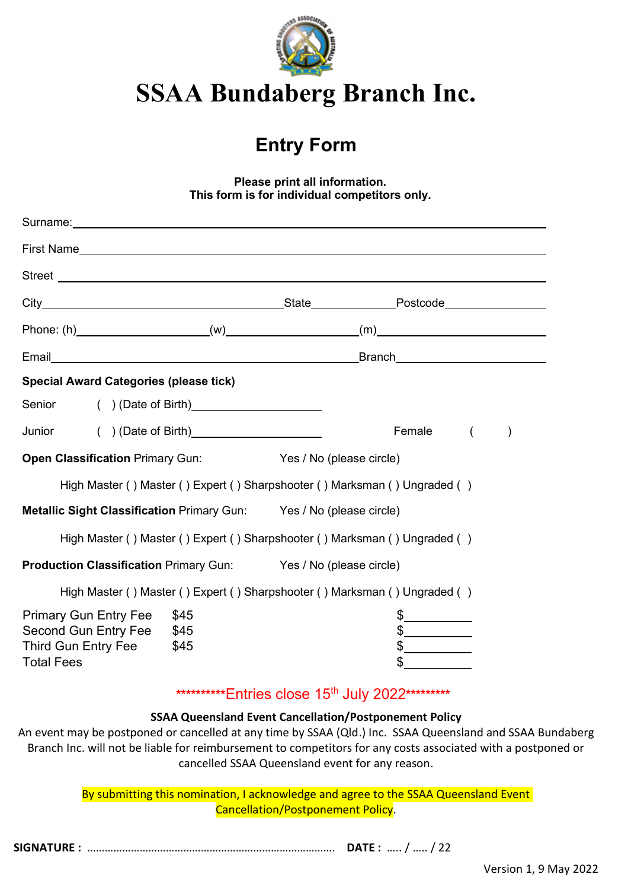# SSAA Bundaberg Branch Inc.

## Entry Form

**Please print all information.**
**This form is for individual competitors only.**

Surname: ____________________

First Name ____________________

Street ____________________

City ____________________ State __________ Postcode __________

Phone: (h) ____________ (w) ____________ (m) ____________

Email ____________________ Branch ____________

**Special Award Categories (please tick)**

Senior ( ) (Date of Birth) ____________

Junior ( ) (Date of Birth) ____________ Female ( )

**Open Classification** Primary Gun: Yes / No (please circle)

High Master ( ) Master ( ) Expert ( ) Sharpshooter ( ) Marksman ( ) Ungraded ( )

**Metallic Sight Classification** Primary Gun: Yes / No (please circle)

High Master ( ) Master ( ) Expert ( ) Sharpshooter ( ) Marksman ( ) Ungraded ( )

**Production Classification** Primary Gun: Yes / No (please circle)

High Master ( ) Master ( ) Expert ( ) Sharpshooter ( ) Marksman ( ) Ungraded ( )

| | | |
|---|---|---|
| Primary Gun Entry Fee | $45 | $ |
| Second Gun Entry Fee | $45 | $ |
| Third Gun Entry Fee | $45 | $ |
| Total Fees | | $ |

**********Entries close 15th July 2022*********

**SSAA Queensland Event Cancellation/Postponement Policy**

An event may be postponed or cancelled at any time by SSAA (Qld.) Inc. SSAA Queensland and SSAA Bundaberg Branch Inc. will not be liable for reimbursement to competitors for any costs associated with a postponed or cancelled SSAA Queensland event for any reason.

By submitting this nomination, I acknowledge and agree to the SSAA Queensland Event Cancellation/Postponement Policy.

**SIGNATURE :** ……………………………………………………………… **DATE :** ….. / ….. / 22

Version 1, 9 May 2022